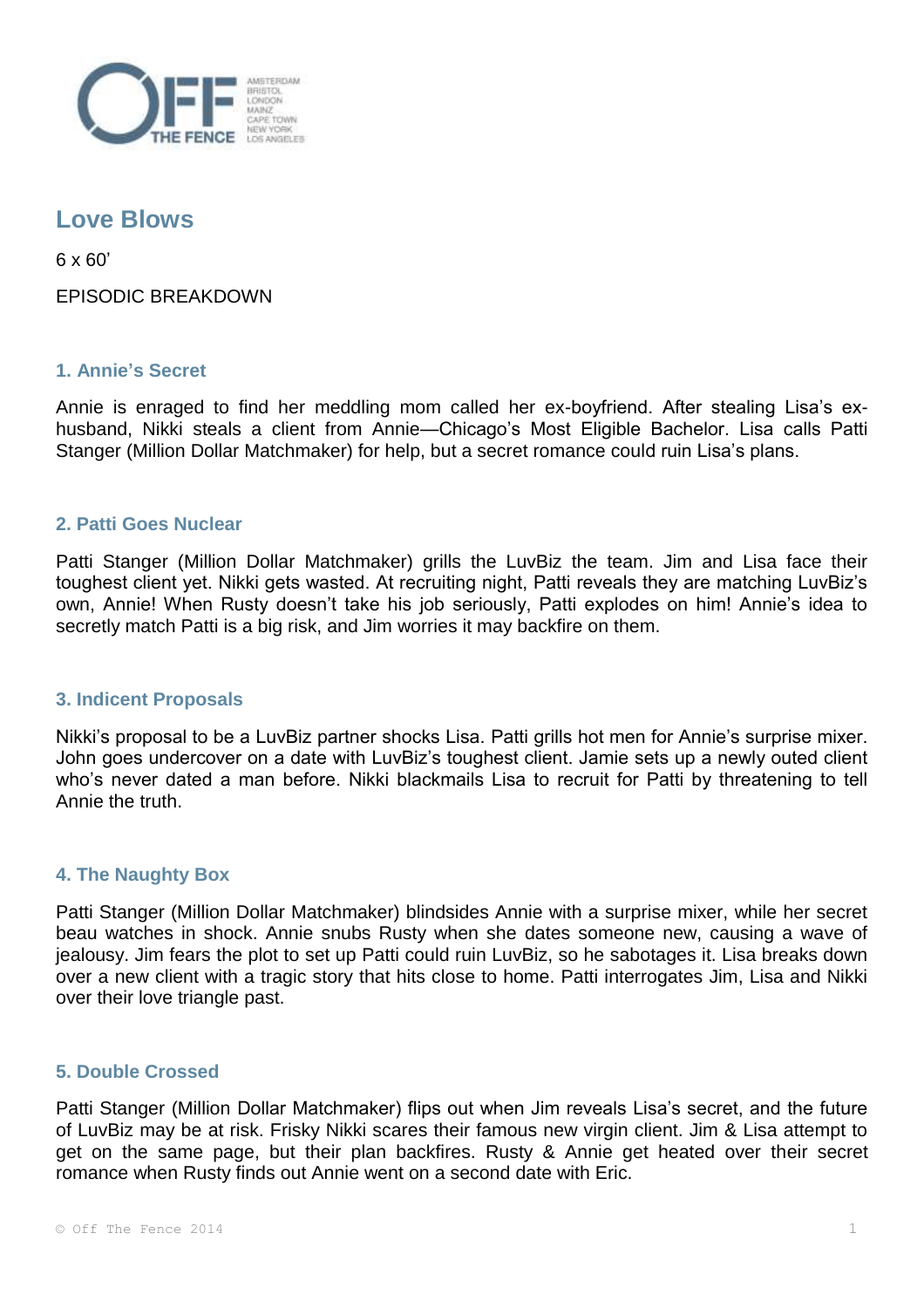# Love Blows

6 x 60'

EPISODIC BREAKDOWN

## 1. Annie's Secret

Annie is enraged to find her meddling mom called her ex-boyfriend. After stealing Lisa's ex-husband, Nikki steals a client from Annie—Chicago's Most Eligible Bachelor. Lisa calls Patti Stanger (Million Dollar Matchmaker) for help, but a secret romance could ruin Lisa's plans.

## 2. Patti Goes Nuclear

Patti Stanger (Million Dollar Matchmaker) grills the LuvBiz the team. Jim and Lisa face their toughest client yet. Nikki gets wasted. At recruiting night, Patti reveals they are matching LuvBiz's own, Annie! When Rusty doesn't take his job seriously, Patti explodes on him! Annie's idea to secretly match Patti is a big risk, and Jim worries it may backfire on them.

## 3. Indicent Proposals

Nikki's proposal to be a LuvBiz partner shocks Lisa. Patti grills hot men for Annie's surprise mixer. John goes undercover on a date with LuvBiz's toughest client. Jamie sets up a newly outed client who's never dated a man before. Nikki blackmails Lisa to recruit for Patti by threatening to tell Annie the truth.

## 4. The Naughty Box

Patti Stanger (Million Dollar Matchmaker) blindsides Annie with a surprise mixer, while her secret beau watches in shock. Annie snubs Rusty when she dates someone new, causing a wave of jealousy. Jim fears the plot to set up Patti could ruin LuvBiz, so he sabotages it. Lisa breaks down over a new client with a tragic story that hits close to home. Patti interrogates Jim, Lisa and Nikki over their love triangle past.

## 5. Double Crossed

Patti Stanger (Million Dollar Matchmaker) flips out when Jim reveals Lisa's secret, and the future of LuvBiz may be at risk. Frisky Nikki scares their famous new virgin client. Jim & Lisa attempt to get on the same page, but their plan backfires. Rusty & Annie get heated over their secret romance when Rusty finds out Annie went on a second date with Eric.

© Off The Fence 2014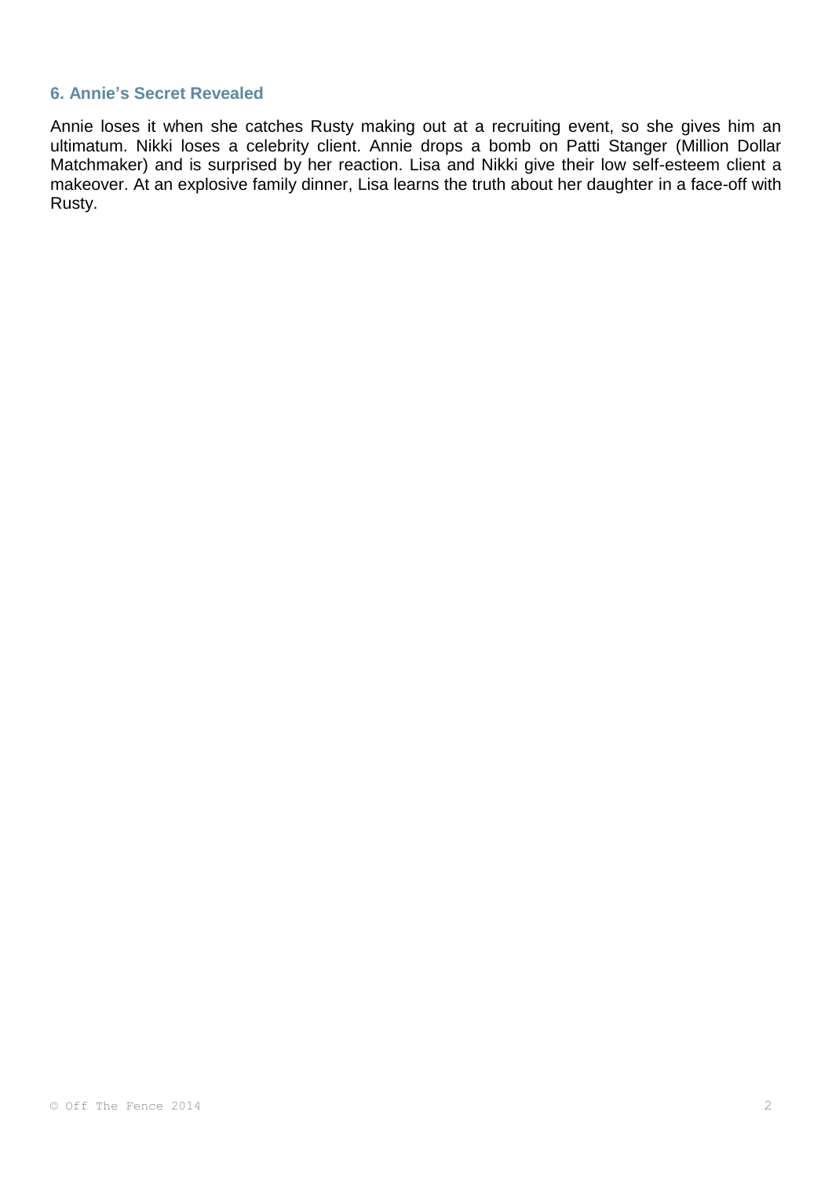### 6. Annie's Secret Revealed

Annie loses it when she catches Rusty making out at a recruiting event, so she gives him an ultimatum. Nikki loses a celebrity client. Annie drops a bomb on Patti Stanger (Million Dollar Matchmaker) and is surprised by her reaction. Lisa and Nikki give their low self-esteem client a makeover. At an explosive family dinner, Lisa learns the truth about her daughter in a face-off with Rusty.